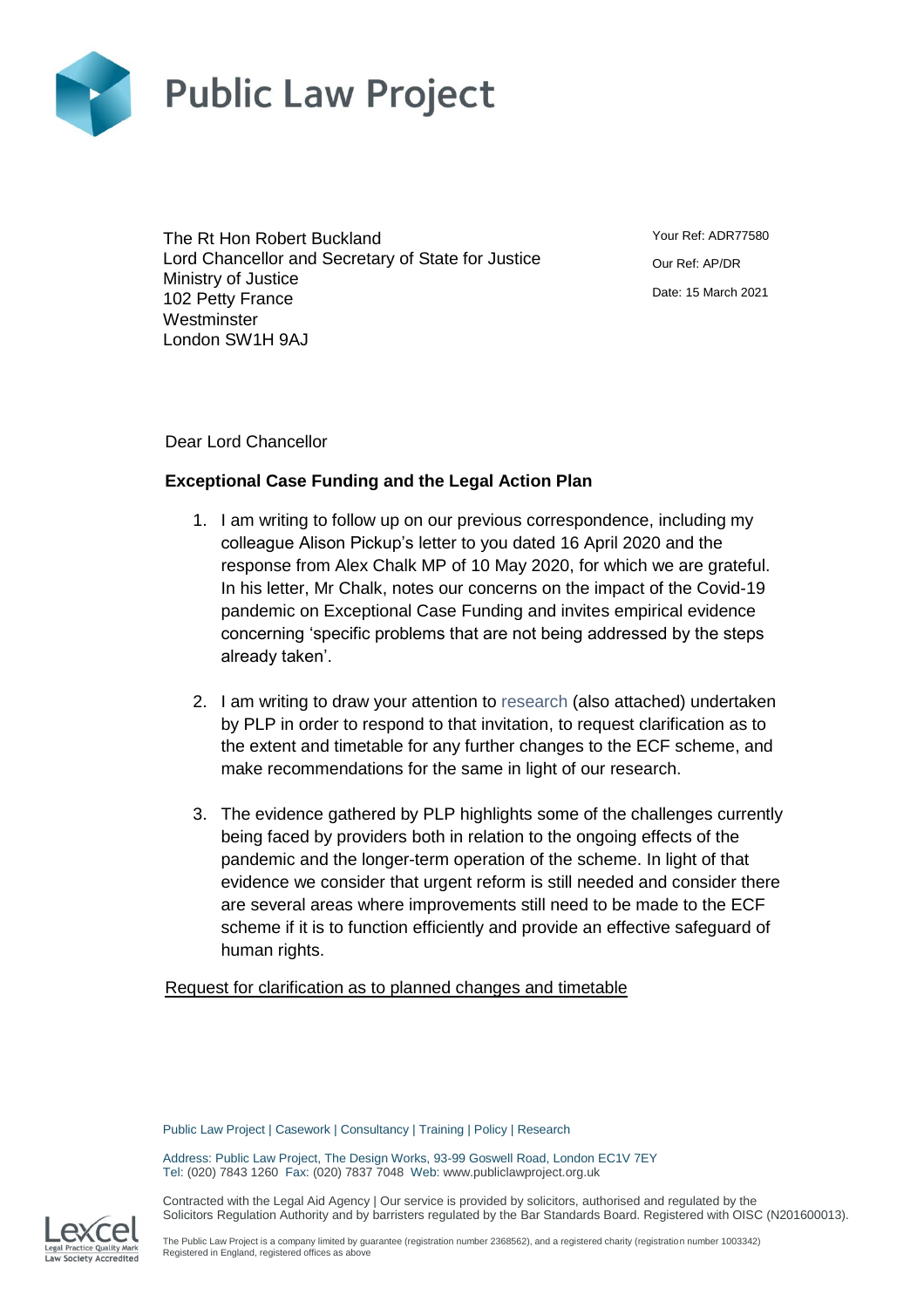# Public Law Project

The Rt Hon Robert Buckland
Lord Chancellor and Secretary of State for Justice
Ministry of Justice
102 Petty France
Westminster
London SW1H 9AJ

Your Ref: ADR77580

Our Ref: AP/DR

Date: 15 March 2021

Dear Lord Chancellor

**Exceptional Case Funding and the Legal Action Plan**

1. I am writing to follow up on our previous correspondence, including my colleague Alison Pickup's letter to you dated 16 April 2020 and the response from Alex Chalk MP of 10 May 2020, for which we are grateful. In his letter, Mr Chalk, notes our concerns on the impact of the Covid-19 pandemic on Exceptional Case Funding and invites empirical evidence concerning 'specific problems that are not being addressed by the steps already taken'.

2. I am writing to draw your attention to research (also attached) undertaken by PLP in order to respond to that invitation, to request clarification as to the extent and timetable for any further changes to the ECF scheme, and make recommendations for the same in light of our research.

3. The evidence gathered by PLP highlights some of the challenges currently being faced by providers both in relation to the ongoing effects of the pandemic and the longer-term operation of the scheme. In light of that evidence we consider that urgent reform is still needed and consider there are several areas where improvements still need to be made to the ECF scheme if it is to function efficiently and provide an effective safeguard of human rights.

<u>Request for clarification as to planned changes and timetable</u>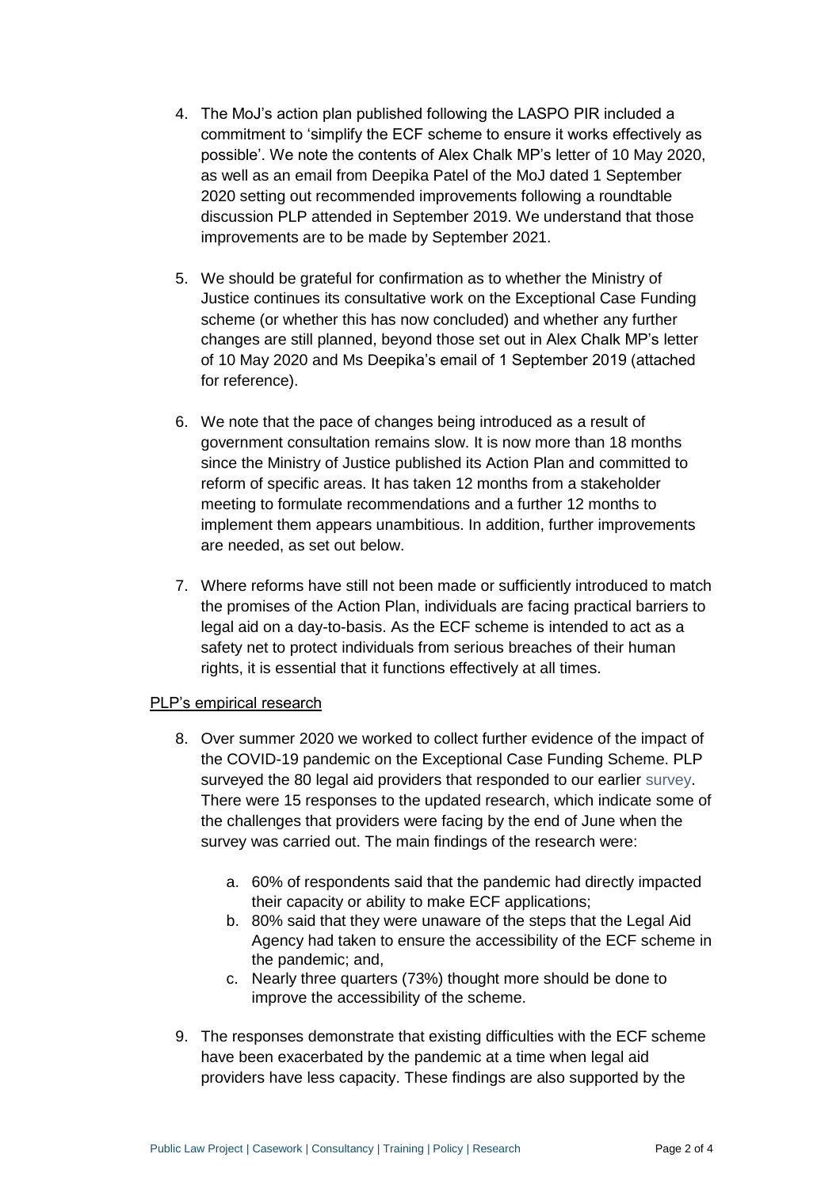4. The MoJ's action plan published following the LASPO PIR included a commitment to 'simplify the ECF scheme to ensure it works effectively as possible'. We note the contents of Alex Chalk MP's letter of 10 May 2020, as well as an email from Deepika Patel of the MoJ dated 1 September 2020 setting out recommended improvements following a roundtable discussion PLP attended in September 2019. We understand that those improvements are to be made by September 2021.

5. We should be grateful for confirmation as to whether the Ministry of Justice continues its consultative work on the Exceptional Case Funding scheme (or whether this has now concluded) and whether any further changes are still planned, beyond those set out in Alex Chalk MP's letter of 10 May 2020 and Ms Deepika's email of 1 September 2019 (attached for reference).

6. We note that the pace of changes being introduced as a result of government consultation remains slow. It is now more than 18 months since the Ministry of Justice published its Action Plan and committed to reform of specific areas. It has taken 12 months from a stakeholder meeting to formulate recommendations and a further 12 months to implement them appears unambitious. In addition, further improvements are needed, as set out below.

7. Where reforms have still not been made or sufficiently introduced to match the promises of the Action Plan, individuals are facing practical barriers to legal aid on a day-to-basis. As the ECF scheme is intended to act as a safety net to protect individuals from serious breaches of their human rights, it is essential that it functions effectively at all times.

PLP's empirical research

8. Over summer 2020 we worked to collect further evidence of the impact of the COVID-19 pandemic on the Exceptional Case Funding Scheme. PLP surveyed the 80 legal aid providers that responded to our earlier survey. There were 15 responses to the updated research, which indicate some of the challenges that providers were facing by the end of June when the survey was carried out. The main findings of the research were:

   a. 60% of respondents said that the pandemic had directly impacted their capacity or ability to make ECF applications;
   b. 80% said that they were unaware of the steps that the Legal Aid Agency had taken to ensure the accessibility of the ECF scheme in the pandemic; and,
   c. Nearly three quarters (73%) thought more should be done to improve the accessibility of the scheme.

9. The responses demonstrate that existing difficulties with the ECF scheme have been exacerbated by the pandemic at a time when legal aid providers have less capacity. These findings are also supported by the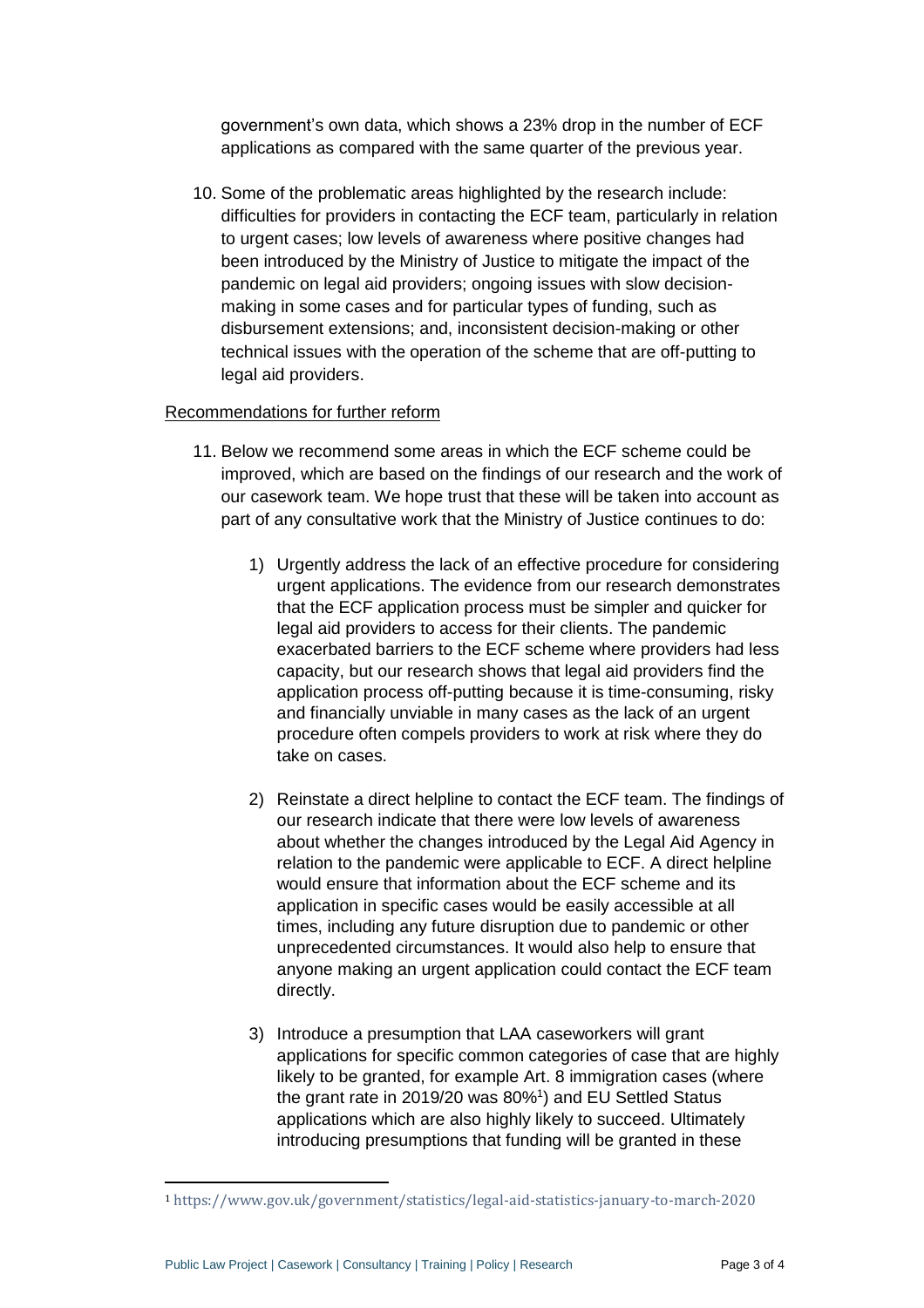government's own data, which shows a 23% drop in the number of ECF applications as compared with the same quarter of the previous year.

10. Some of the problematic areas highlighted by the research include: difficulties for providers in contacting the ECF team, particularly in relation to urgent cases; low levels of awareness where positive changes had been introduced by the Ministry of Justice to mitigate the impact of the pandemic on legal aid providers; ongoing issues with slow decision-making in some cases and for particular types of funding, such as disbursement extensions; and, inconsistent decision-making or other technical issues with the operation of the scheme that are off-putting to legal aid providers.

<u>Recommendations for further reform</u>

11. Below we recommend some areas in which the ECF scheme could be improved, which are based on the findings of our research and the work of our casework team. We hope trust that these will be taken into account as part of any consultative work that the Ministry of Justice continues to do:

    1) Urgently address the lack of an effective procedure for considering urgent applications. The evidence from our research demonstrates that the ECF application process must be simpler and quicker for legal aid providers to access for their clients. The pandemic exacerbated barriers to the ECF scheme where providers had less capacity, but our research shows that legal aid providers find the application process off-putting because it is time-consuming, risky and financially unviable in many cases as the lack of an urgent procedure often compels providers to work at risk where they do take on cases.

    2) Reinstate a direct helpline to contact the ECF team. The findings of our research indicate that there were low levels of awareness about whether the changes introduced by the Legal Aid Agency in relation to the pandemic were applicable to ECF. A direct helpline would ensure that information about the ECF scheme and its application in specific cases would be easily accessible at all times, including any future disruption due to pandemic or other unprecedented circumstances. It would also help to ensure that anyone making an urgent application could contact the ECF team directly.

    3) Introduce a presumption that LAA caseworkers will grant applications for specific common categories of case that are highly likely to be granted, for example Art. 8 immigration cases (where the grant rate in 2019/20 was 80%[1]) and EU Settled Status applications which are also highly likely to succeed. Ultimately introducing presumptions that funding will be granted in these

[1] https://www.gov.uk/government/statistics/legal-aid-statistics-january-to-march-2020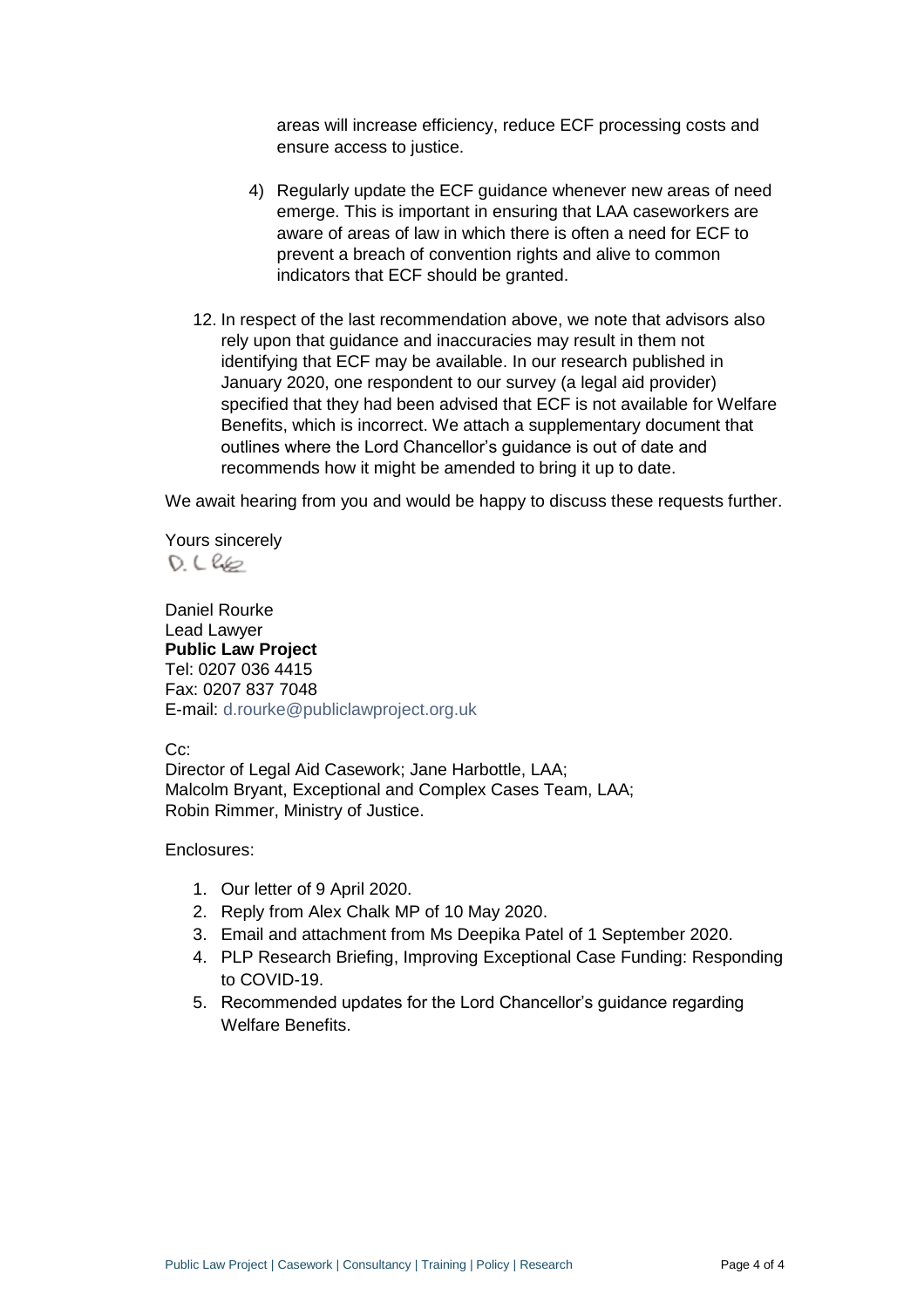areas will increase efficiency, reduce ECF processing costs and ensure access to justice.

4) Regularly update the ECF guidance whenever new areas of need emerge. This is important in ensuring that LAA caseworkers are aware of areas of law in which there is often a need for ECF to prevent a breach of convention rights and alive to common indicators that ECF should be granted.

12. In respect of the last recommendation above, we note that advisors also rely upon that guidance and inaccuracies may result in them not identifying that ECF may be available. In our research published in January 2020, one respondent to our survey (a legal aid provider) specified that they had been advised that ECF is not available for Welfare Benefits, which is incorrect. We attach a supplementary document that outlines where the Lord Chancellor's guidance is out of date and recommends how it might be amended to bring it up to date.

We await hearing from you and would be happy to discuss these requests further.

Yours sincerely

Daniel Rourke
Lead Lawyer
**Public Law Project**
Tel: 0207 036 4415
Fax: 0207 837 7048
E-mail: d.rourke@publiclawproject.org.uk

Cc:
Director of Legal Aid Casework; Jane Harbottle, LAA;
Malcolm Bryant, Exceptional and Complex Cases Team, LAA;
Robin Rimmer, Ministry of Justice.

Enclosures:

1. Our letter of 9 April 2020.
2. Reply from Alex Chalk MP of 10 May 2020.
3. Email and attachment from Ms Deepika Patel of 1 September 2020.
4. PLP Research Briefing, Improving Exceptional Case Funding: Responding to COVID-19.
5. Recommended updates for the Lord Chancellor's guidance regarding Welfare Benefits.